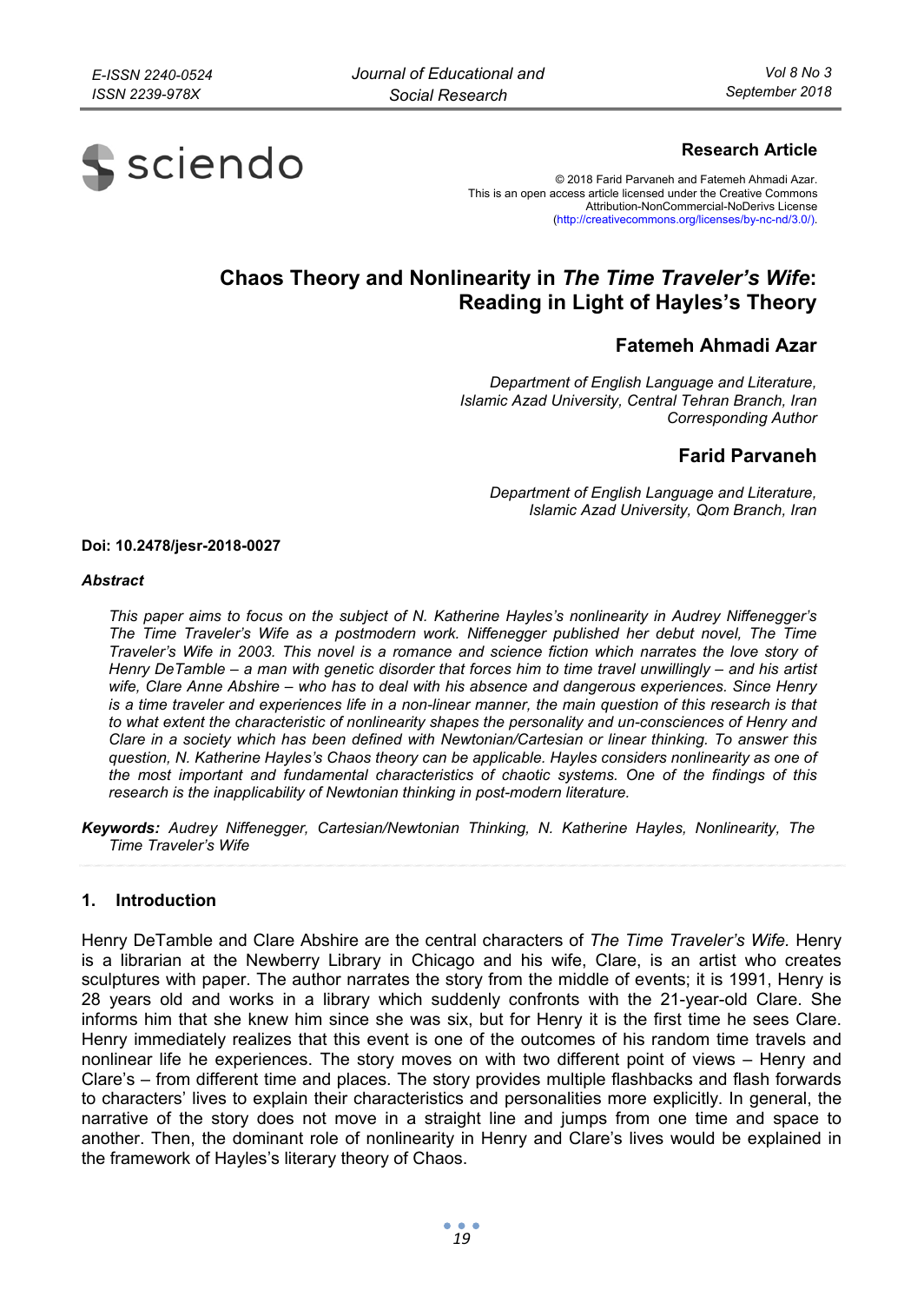**Research Article**

© 2018 Farid Parvaneh and Fatemeh Ahmadi Azar.
This is an open access article licensed under the Creative Commons Attribution-NonCommercial-NoDerivs License (http://creativecommons.org/licenses/by-nc-nd/3.0/).

# Chaos Theory and Nonlinearity in *The Time Traveler's Wife*: Reading in Light of Hayles's Theory

## Fatemeh Ahmadi Azar

*Department of English Language and Literature, Islamic Azad University, Central Tehran Branch, Iran*
*Corresponding Author*

## Farid Parvaneh

*Department of English Language and Literature, Islamic Azad University, Qom Branch, Iran*

**Doi: 10.2478/jesr-2018-0027**

***Abstract***

*This paper aims to focus on the subject of N. Katherine Hayles's nonlinearity in Audrey Niffenegger's The Time Traveler's Wife as a postmodern work. Niffenegger published her debut novel, The Time Traveler's Wife in 2003. This novel is a romance and science fiction which narrates the love story of Henry DeTamble – a man with genetic disorder that forces him to time travel unwillingly – and his artist wife, Clare Anne Abshire – who has to deal with his absence and dangerous experiences. Since Henry is a time traveler and experiences life in a non-linear manner, the main question of this research is that to what extent the characteristic of nonlinearity shapes the personality and un-consciences of Henry and Clare in a society which has been defined with Newtonian/Cartesian or linear thinking. To answer this question, N. Katherine Hayles's Chaos theory can be applicable. Hayles considers nonlinearity as one of the most important and fundamental characteristics of chaotic systems. One of the findings of this research is the inapplicability of Newtonian thinking in post-modern literature.*

***Keywords:*** *Audrey Niffenegger, Cartesian/Newtonian Thinking, N. Katherine Hayles, Nonlinearity, The Time Traveler's Wife*

## 1. Introduction

Henry DeTamble and Clare Abshire are the central characters of *The Time Traveler's Wife.* Henry is a librarian at the Newberry Library in Chicago and his wife, Clare, is an artist who creates sculptures with paper. The author narrates the story from the middle of events; it is 1991, Henry is 28 years old and works in a library which suddenly confronts with the 21-year-old Clare. She informs him that she knew him since she was six, but for Henry it is the first time he sees Clare. Henry immediately realizes that this event is one of the outcomes of his random time travels and nonlinear life he experiences. The story moves on with two different point of views – Henry and Clare's – from different time and places. The story provides multiple flashbacks and flash forwards to characters' lives to explain their characteristics and personalities more explicitly. In general, the narrative of the story does not move in a straight line and jumps from one time and space to another. Then, the dominant role of nonlinearity in Henry and Clare's lives would be explained in the framework of Hayles's literary theory of Chaos.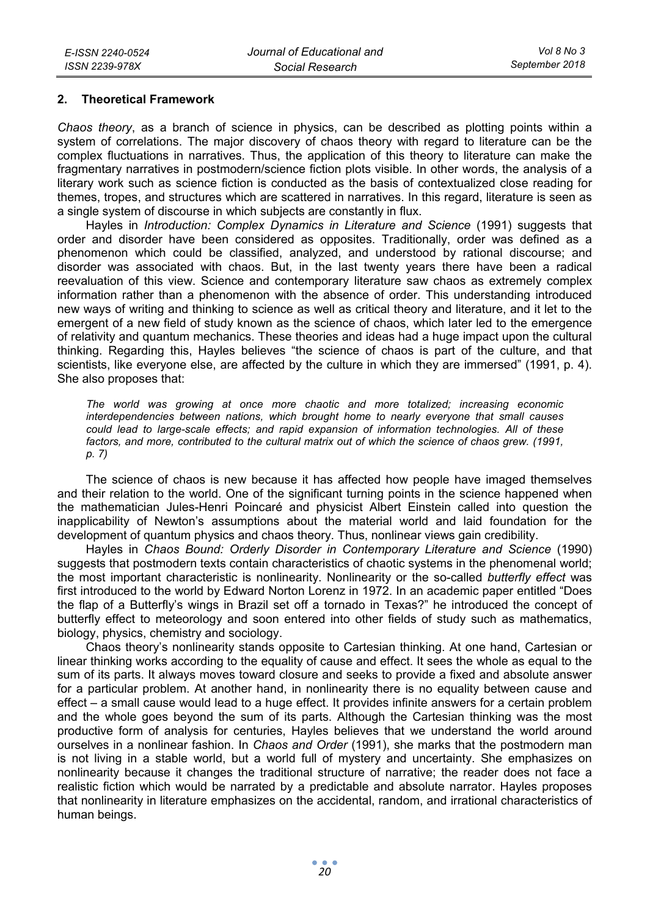## 2. Theoretical Framework

*Chaos theory*, as a branch of science in physics, can be described as plotting points within a system of correlations. The major discovery of chaos theory with regard to literature can be the complex fluctuations in narratives. Thus, the application of this theory to literature can make the fragmentary narratives in postmodern/science fiction plots visible. In other words, the analysis of a literary work such as science fiction is conducted as the basis of contextualized close reading for themes, tropes, and structures which are scattered in narratives. In this regard, literature is seen as a single system of discourse in which subjects are constantly in flux.

Hayles in *Introduction: Complex Dynamics in Literature and Science* (1991) suggests that order and disorder have been considered as opposites. Traditionally, order was defined as a phenomenon which could be classified, analyzed, and understood by rational discourse; and disorder was associated with chaos. But, in the last twenty years there have been a radical reevaluation of this view. Science and contemporary literature saw chaos as extremely complex information rather than a phenomenon with the absence of order. This understanding introduced new ways of writing and thinking to science as well as critical theory and literature, and it let to the emergent of a new field of study known as the science of chaos, which later led to the emergence of relativity and quantum mechanics. These theories and ideas had a huge impact upon the cultural thinking. Regarding this, Hayles believes "the science of chaos is part of the culture, and that scientists, like everyone else, are affected by the culture in which they are immersed" (1991, p. 4). She also proposes that:

> *The world was growing at once more chaotic and more totalized; increasing economic interdependencies between nations, which brought home to nearly everyone that small causes could lead to large-scale effects; and rapid expansion of information technologies. All of these factors, and more, contributed to the cultural matrix out of which the science of chaos grew. (1991, p. 7)*

The science of chaos is new because it has affected how people have imaged themselves and their relation to the world. One of the significant turning points in the science happened when the mathematician Jules-Henri Poincaré and physicist Albert Einstein called into question the inapplicability of Newton's assumptions about the material world and laid foundation for the development of quantum physics and chaos theory. Thus, nonlinear views gain credibility.

Hayles in *Chaos Bound: Orderly Disorder in Contemporary Literature and Science* (1990) suggests that postmodern texts contain characteristics of chaotic systems in the phenomenal world; the most important characteristic is nonlinearity. Nonlinearity or the so-called *butterfly effect* was first introduced to the world by Edward Norton Lorenz in 1972. In an academic paper entitled "Does the flap of a Butterfly's wings in Brazil set off a tornado in Texas?" he introduced the concept of butterfly effect to meteorology and soon entered into other fields of study such as mathematics, biology, physics, chemistry and sociology.

Chaos theory's nonlinearity stands opposite to Cartesian thinking. At one hand, Cartesian or linear thinking works according to the equality of cause and effect. It sees the whole as equal to the sum of its parts. It always moves toward closure and seeks to provide a fixed and absolute answer for a particular problem. At another hand, in nonlinearity there is no equality between cause and effect – a small cause would lead to a huge effect. It provides infinite answers for a certain problem and the whole goes beyond the sum of its parts. Although the Cartesian thinking was the most productive form of analysis for centuries, Hayles believes that we understand the world around ourselves in a nonlinear fashion. In *Chaos and Order* (1991), she marks that the postmodern man is not living in a stable world, but a world full of mystery and uncertainty. She emphasizes on nonlinearity because it changes the traditional structure of narrative; the reader does not face a realistic fiction which would be narrated by a predictable and absolute narrator. Hayles proposes that nonlinearity in literature emphasizes on the accidental, random, and irrational characteristics of human beings.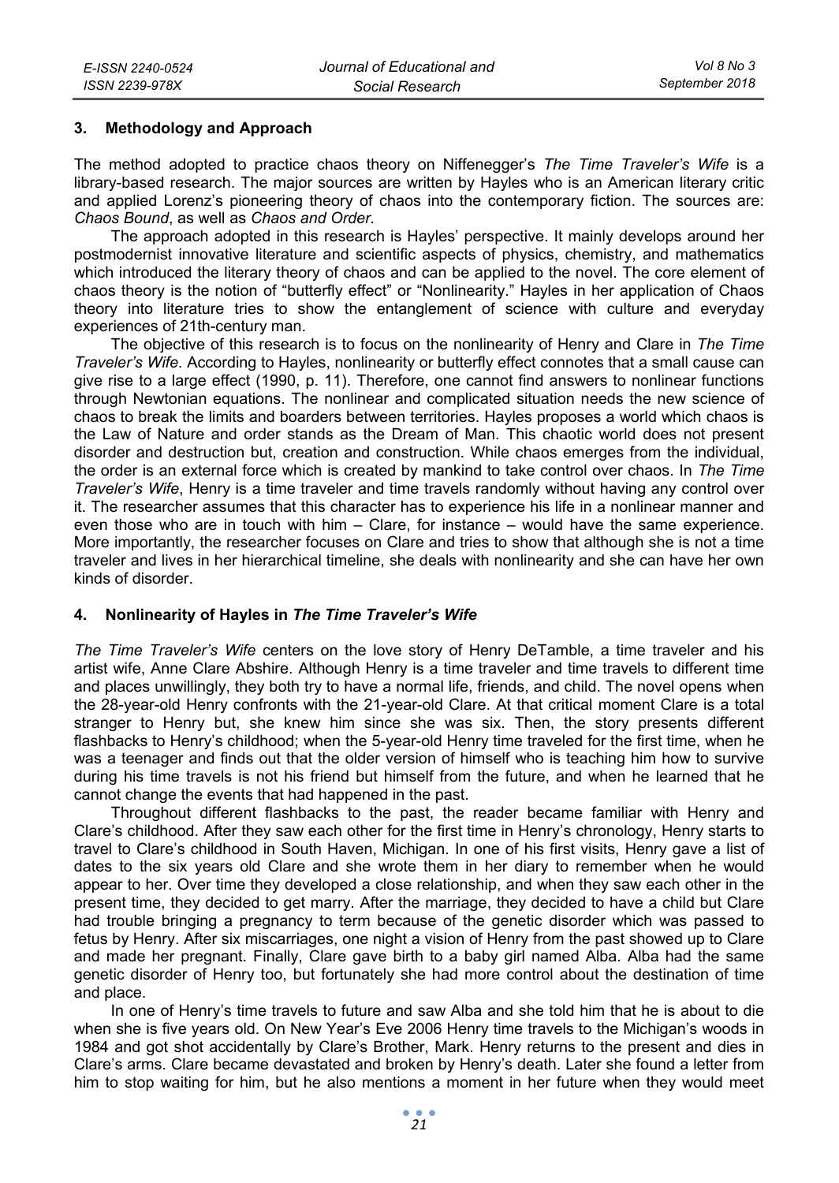## 3. Methodology and Approach

The method adopted to practice chaos theory on Niffenegger's *The Time Traveler's Wife* is a library-based research. The major sources are written by Hayles who is an American literary critic and applied Lorenz's pioneering theory of chaos into the contemporary fiction. The sources are: *Chaos Bound*, as well as *Chaos and Order.*

The approach adopted in this research is Hayles' perspective. It mainly develops around her postmodernist innovative literature and scientific aspects of physics, chemistry, and mathematics which introduced the literary theory of chaos and can be applied to the novel. The core element of chaos theory is the notion of "butterfly effect" or "Nonlinearity." Hayles in her application of Chaos theory into literature tries to show the entanglement of science with culture and everyday experiences of 21th-century man.

The objective of this research is to focus on the nonlinearity of Henry and Clare in *The Time Traveler's Wife.* According to Hayles, nonlinearity or butterfly effect connotes that a small cause can give rise to a large effect (1990, p. 11). Therefore, one cannot find answers to nonlinear functions through Newtonian equations. The nonlinear and complicated situation needs the new science of chaos to break the limits and boarders between territories. Hayles proposes a world which chaos is the Law of Nature and order stands as the Dream of Man. This chaotic world does not present disorder and destruction but, creation and construction. While chaos emerges from the individual, the order is an external force which is created by mankind to take control over chaos. In *The Time Traveler's Wife*, Henry is a time traveler and time travels randomly without having any control over it. The researcher assumes that this character has to experience his life in a nonlinear manner and even those who are in touch with him – Clare, for instance – would have the same experience. More importantly, the researcher focuses on Clare and tries to show that although she is not a time traveler and lives in her hierarchical timeline, she deals with nonlinearity and she can have her own kinds of disorder.

## 4. Nonlinearity of Hayles in *The Time Traveler's Wife*

*The Time Traveler's Wife* centers on the love story of Henry DeTamble, a time traveler and his artist wife, Anne Clare Abshire. Although Henry is a time traveler and time travels to different time and places unwillingly, they both try to have a normal life, friends, and child. The novel opens when the 28-year-old Henry confronts with the 21-year-old Clare. At that critical moment Clare is a total stranger to Henry but, she knew him since she was six. Then, the story presents different flashbacks to Henry's childhood; when the 5-year-old Henry time traveled for the first time, when he was a teenager and finds out that the older version of himself who is teaching him how to survive during his time travels is not his friend but himself from the future, and when he learned that he cannot change the events that had happened in the past.

Throughout different flashbacks to the past, the reader became familiar with Henry and Clare's childhood. After they saw each other for the first time in Henry's chronology, Henry starts to travel to Clare's childhood in South Haven, Michigan. In one of his first visits, Henry gave a list of dates to the six years old Clare and she wrote them in her diary to remember when he would appear to her. Over time they developed a close relationship, and when they saw each other in the present time, they decided to get marry. After the marriage, they decided to have a child but Clare had trouble bringing a pregnancy to term because of the genetic disorder which was passed to fetus by Henry. After six miscarriages, one night a vision of Henry from the past showed up to Clare and made her pregnant. Finally, Clare gave birth to a baby girl named Alba. Alba had the same genetic disorder of Henry too, but fortunately she had more control about the destination of time and place.

In one of Henry's time travels to future and saw Alba and she told him that he is about to die when she is five years old. On New Year's Eve 2006 Henry time travels to the Michigan's woods in 1984 and got shot accidentally by Clare's Brother, Mark. Henry returns to the present and dies in Clare's arms. Clare became devastated and broken by Henry's death. Later she found a letter from him to stop waiting for him, but he also mentions a moment in her future when they would meet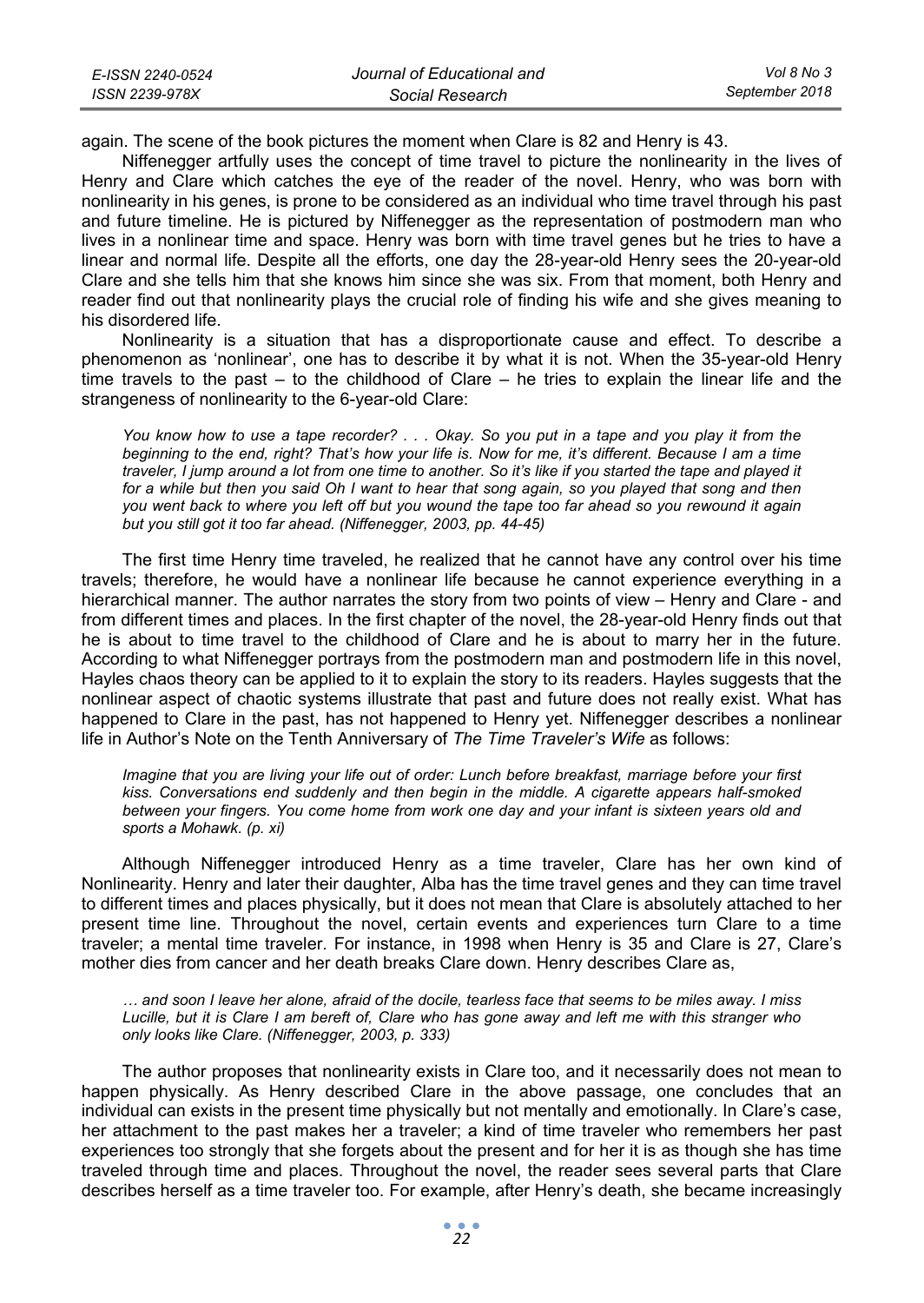again. The scene of the book pictures the moment when Clare is 82 and Henry is 43.

Niffenegger artfully uses the concept of time travel to picture the nonlinearity in the lives of Henry and Clare which catches the eye of the reader of the novel. Henry, who was born with nonlinearity in his genes, is prone to be considered as an individual who time travel through his past and future timeline. He is pictured by Niffenegger as the representation of postmodern man who lives in a nonlinear time and space. Henry was born with time travel genes but he tries to have a linear and normal life. Despite all the efforts, one day the 28-year-old Henry sees the 20-year-old Clare and she tells him that she knows him since she was six. From that moment, both Henry and reader find out that nonlinearity plays the crucial role of finding his wife and she gives meaning to his disordered life.

Nonlinearity is a situation that has a disproportionate cause and effect. To describe a phenomenon as 'nonlinear', one has to describe it by what it is not. When the 35-year-old Henry time travels to the past – to the childhood of Clare – he tries to explain the linear life and the strangeness of nonlinearity to the 6-year-old Clare:

> *You know how to use a tape recorder? . . . Okay. So you put in a tape and you play it from the beginning to the end, right? That's how your life is. Now for me, it's different. Because I am a time traveler, I jump around a lot from one time to another. So it's like if you started the tape and played it for a while but then you said Oh I want to hear that song again, so you played that song and then you went back to where you left off but you wound the tape too far ahead so you rewound it again but you still got it too far ahead. (Niffenegger, 2003, pp. 44-45)*

The first time Henry time traveled, he realized that he cannot have any control over his time travels; therefore, he would have a nonlinear life because he cannot experience everything in a hierarchical manner. The author narrates the story from two points of view – Henry and Clare - and from different times and places. In the first chapter of the novel, the 28-year-old Henry finds out that he is about to time travel to the childhood of Clare and he is about to marry her in the future. According to what Niffenegger portrays from the postmodern man and postmodern life in this novel, Hayles chaos theory can be applied to it to explain the story to its readers. Hayles suggests that the nonlinear aspect of chaotic systems illustrate that past and future does not really exist. What has happened to Clare in the past, has not happened to Henry yet. Niffenegger describes a nonlinear life in Author's Note on the Tenth Anniversary of *The Time Traveler's Wife* as follows:

> *Imagine that you are living your life out of order: Lunch before breakfast, marriage before your first kiss. Conversations end suddenly and then begin in the middle. A cigarette appears half-smoked between your fingers. You come home from work one day and your infant is sixteen years old and sports a Mohawk. (p. xi)*

Although Niffenegger introduced Henry as a time traveler, Clare has her own kind of Nonlinearity. Henry and later their daughter, Alba has the time travel genes and they can time travel to different times and places physically, but it does not mean that Clare is absolutely attached to her present time line. Throughout the novel, certain events and experiences turn Clare to a time traveler; a mental time traveler. For instance, in 1998 when Henry is 35 and Clare is 27, Clare's mother dies from cancer and her death breaks Clare down. Henry describes Clare as,

> *… and soon I leave her alone, afraid of the docile, tearless face that seems to be miles away. I miss Lucille, but it is Clare I am bereft of, Clare who has gone away and left me with this stranger who only looks like Clare. (Niffenegger, 2003, p. 333)*

The author proposes that nonlinearity exists in Clare too, and it necessarily does not mean to happen physically. As Henry described Clare in the above passage, one concludes that an individual can exists in the present time physically but not mentally and emotionally. In Clare's case, her attachment to the past makes her a traveler; a kind of time traveler who remembers her past experiences too strongly that she forgets about the present and for her it is as though she has time traveled through time and places. Throughout the novel, the reader sees several parts that Clare describes herself as a time traveler too. For example, after Henry's death, she became increasingly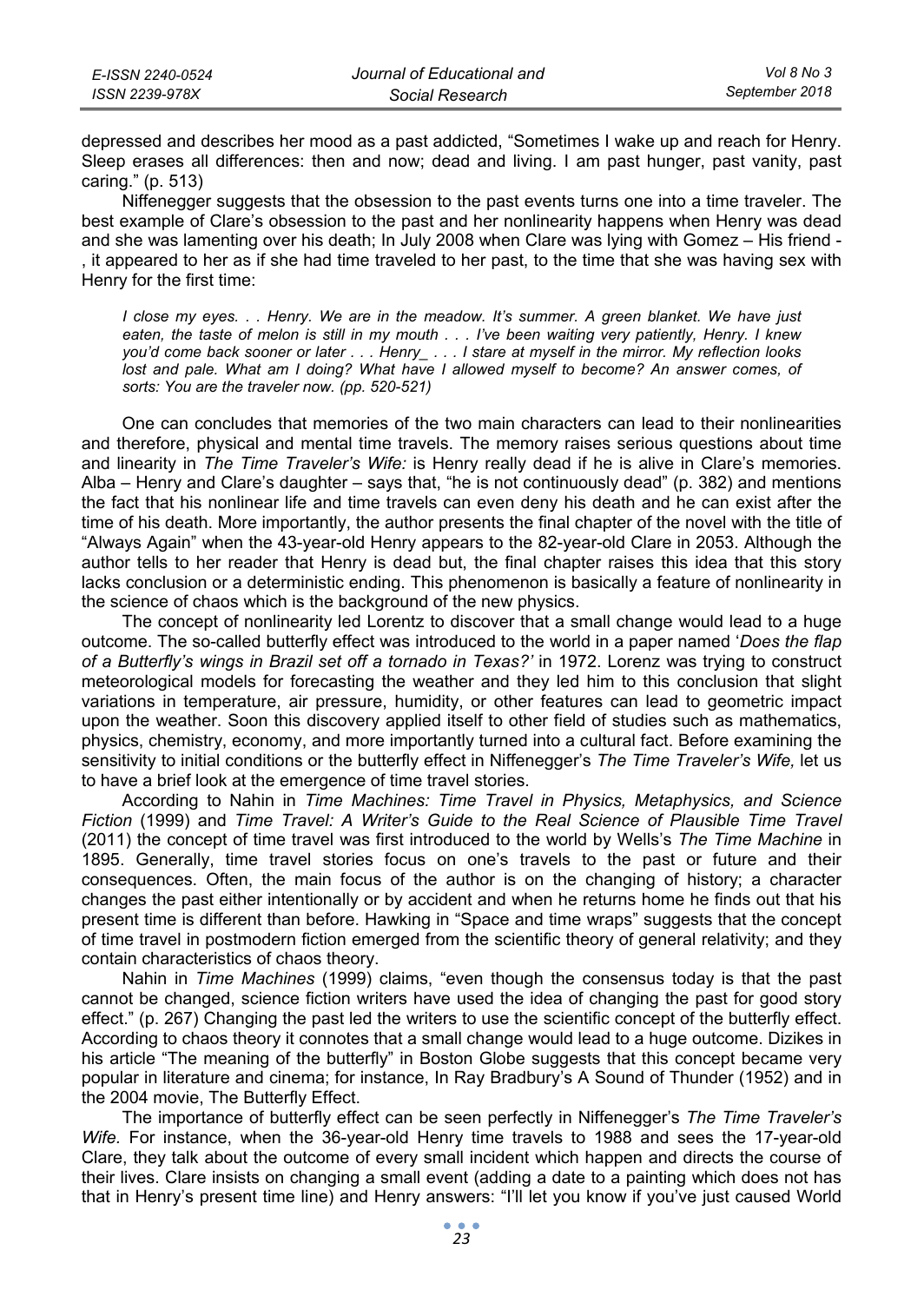depressed and describes her mood as a past addicted, "Sometimes I wake up and reach for Henry. Sleep erases all differences: then and now; dead and living. I am past hunger, past vanity, past caring." (p. 513)

Niffenegger suggests that the obsession to the past events turns one into a time traveler. The best example of Clare's obsession to the past and her nonlinearity happens when Henry was dead and she was lamenting over his death; In July 2008 when Clare was lying with Gomez – His friend - , it appeared to her as if she had time traveled to her past, to the time that she was having sex with Henry for the first time:

> *I close my eyes. . . Henry. We are in the meadow. It's summer. A green blanket. We have just eaten, the taste of melon is still in my mouth . . . I've been waiting very patiently, Henry. I knew you'd come back sooner or later . . . Henry_ . . . I stare at myself in the mirror. My reflection looks lost and pale. What am I doing? What have I allowed myself to become? An answer comes, of sorts: You are the traveler now. (pp. 520-521)*

One can concludes that memories of the two main characters can lead to their nonlinearities and therefore, physical and mental time travels. The memory raises serious questions about time and linearity in *The Time Traveler's Wife:* is Henry really dead if he is alive in Clare's memories. Alba – Henry and Clare's daughter – says that, "he is not continuously dead" (p. 382) and mentions the fact that his nonlinear life and time travels can even deny his death and he can exist after the time of his death. More importantly, the author presents the final chapter of the novel with the title of "Always Again" when the 43-year-old Henry appears to the 82-year-old Clare in 2053. Although the author tells to her reader that Henry is dead but, the final chapter raises this idea that this story lacks conclusion or a deterministic ending. This phenomenon is basically a feature of nonlinearity in the science of chaos which is the background of the new physics.

The concept of nonlinearity led Lorentz to discover that a small change would lead to a huge outcome. The so-called butterfly effect was introduced to the world in a paper named '*Does the flap of a Butterfly's wings in Brazil set off a tornado in Texas?'* in 1972. Lorenz was trying to construct meteorological models for forecasting the weather and they led him to this conclusion that slight variations in temperature, air pressure, humidity, or other features can lead to geometric impact upon the weather. Soon this discovery applied itself to other field of studies such as mathematics, physics, chemistry, economy, and more importantly turned into a cultural fact. Before examining the sensitivity to initial conditions or the butterfly effect in Niffenegger's *The Time Traveler's Wife,* let us to have a brief look at the emergence of time travel stories.

According to Nahin in *Time Machines: Time Travel in Physics, Metaphysics, and Science Fiction* (1999) and *Time Travel: A Writer's Guide to the Real Science of Plausible Time Travel* (2011) the concept of time travel was first introduced to the world by Wells's *The Time Machine* in 1895. Generally, time travel stories focus on one's travels to the past or future and their consequences. Often, the main focus of the author is on the changing of history; a character changes the past either intentionally or by accident and when he returns home he finds out that his present time is different than before. Hawking in "Space and time wraps" suggests that the concept of time travel in postmodern fiction emerged from the scientific theory of general relativity; and they contain characteristics of chaos theory.

Nahin in *Time Machines* (1999) claims, "even though the consensus today is that the past cannot be changed, science fiction writers have used the idea of changing the past for good story effect." (p. 267) Changing the past led the writers to use the scientific concept of the butterfly effect. According to chaos theory it connotes that a small change would lead to a huge outcome. Dizikes in his article "The meaning of the butterfly" in Boston Globe suggests that this concept became very popular in literature and cinema; for instance, In Ray Bradbury's A Sound of Thunder (1952) and in the 2004 movie, The Butterfly Effect.

The importance of butterfly effect can be seen perfectly in Niffenegger's *The Time Traveler's Wife.* For instance, when the 36-year-old Henry time travels to 1988 and sees the 17-year-old Clare, they talk about the outcome of every small incident which happen and directs the course of their lives. Clare insists on changing a small event (adding a date to a painting which does not has that in Henry's present time line) and Henry answers: "I'll let you know if you've just caused World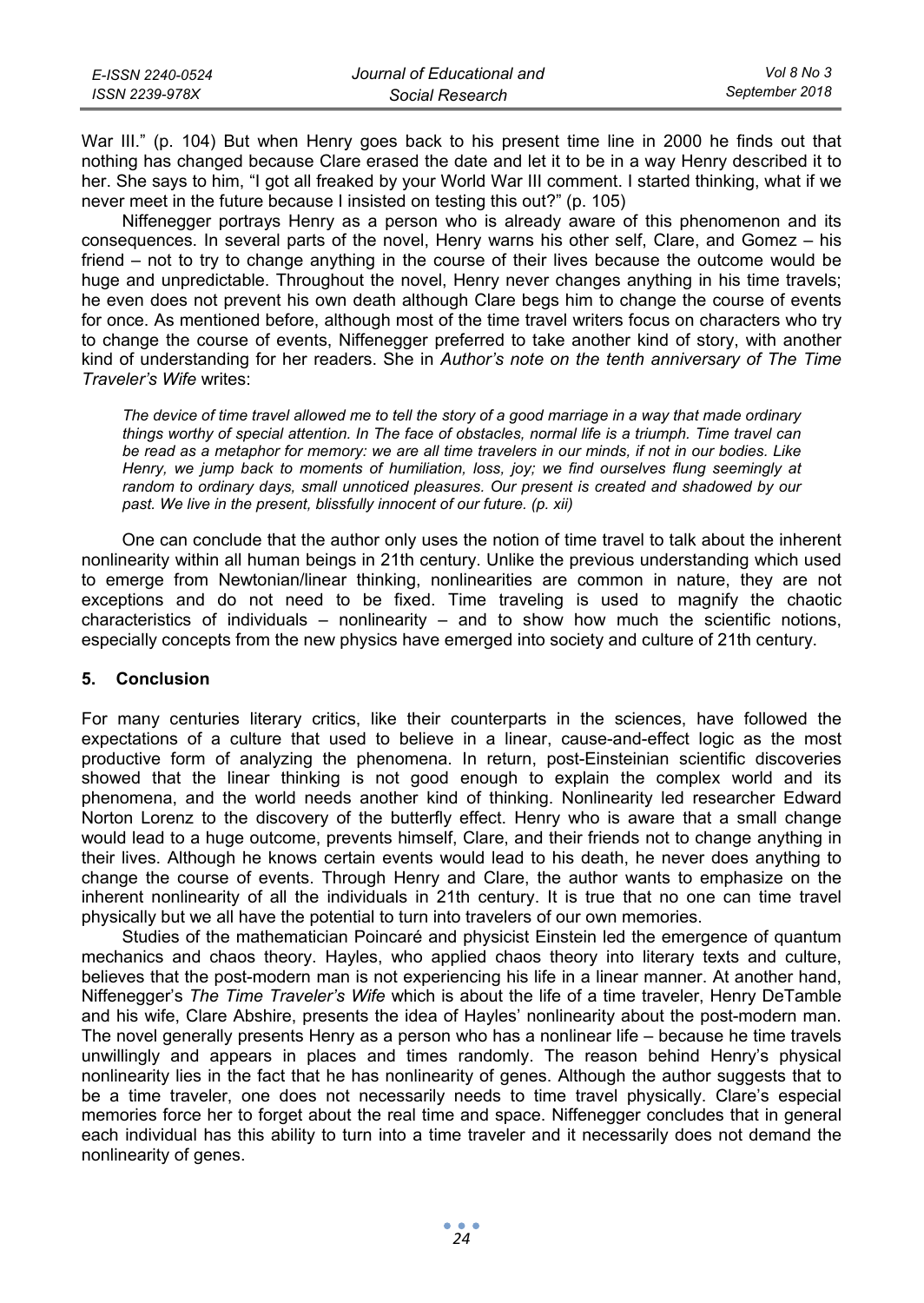War III." (p. 104) But when Henry goes back to his present time line in 2000 he finds out that nothing has changed because Clare erased the date and let it to be in a way Henry described it to her. She says to him, "I got all freaked by your World War III comment. I started thinking, what if we never meet in the future because I insisted on testing this out?" (p. 105)

Niffenegger portrays Henry as a person who is already aware of this phenomenon and its consequences. In several parts of the novel, Henry warns his other self, Clare, and Gomez – his friend – not to try to change anything in the course of their lives because the outcome would be huge and unpredictable. Throughout the novel, Henry never changes anything in his time travels; he even does not prevent his own death although Clare begs him to change the course of events for once. As mentioned before, although most of the time travel writers focus on characters who try to change the course of events, Niffenegger preferred to take another kind of story, with another kind of understanding for her readers. She in *Author's note on the tenth anniversary of The Time Traveler's Wife* writes:

> *The device of time travel allowed me to tell the story of a good marriage in a way that made ordinary things worthy of special attention. In The face of obstacles, normal life is a triumph. Time travel can be read as a metaphor for memory: we are all time travelers in our minds, if not in our bodies. Like Henry, we jump back to moments of humiliation, loss, joy; we find ourselves flung seemingly at random to ordinary days, small unnoticed pleasures. Our present is created and shadowed by our past. We live in the present, blissfully innocent of our future. (p. xii)*

One can conclude that the author only uses the notion of time travel to talk about the inherent nonlinearity within all human beings in 21th century. Unlike the previous understanding which used to emerge from Newtonian/linear thinking, nonlinearities are common in nature, they are not exceptions and do not need to be fixed. Time traveling is used to magnify the chaotic characteristics of individuals – nonlinearity – and to show how much the scientific notions, especially concepts from the new physics have emerged into society and culture of 21th century.

## 5. Conclusion

For many centuries literary critics, like their counterparts in the sciences, have followed the expectations of a culture that used to believe in a linear, cause-and-effect logic as the most productive form of analyzing the phenomena. In return, post-Einsteinian scientific discoveries showed that the linear thinking is not good enough to explain the complex world and its phenomena, and the world needs another kind of thinking. Nonlinearity led researcher Edward Norton Lorenz to the discovery of the butterfly effect. Henry who is aware that a small change would lead to a huge outcome, prevents himself, Clare, and their friends not to change anything in their lives. Although he knows certain events would lead to his death, he never does anything to change the course of events. Through Henry and Clare, the author wants to emphasize on the inherent nonlinearity of all the individuals in 21th century. It is true that no one can time travel physically but we all have the potential to turn into travelers of our own memories.

Studies of the mathematician Poincaré and physicist Einstein led the emergence of quantum mechanics and chaos theory. Hayles, who applied chaos theory into literary texts and culture, believes that the post-modern man is not experiencing his life in a linear manner. At another hand, Niffenegger's *The Time Traveler's Wife* which is about the life of a time traveler, Henry DeTamble and his wife, Clare Abshire, presents the idea of Hayles' nonlinearity about the post-modern man. The novel generally presents Henry as a person who has a nonlinear life – because he time travels unwillingly and appears in places and times randomly. The reason behind Henry's physical nonlinearity lies in the fact that he has nonlinearity of genes. Although the author suggests that to be a time traveler, one does not necessarily needs to time travel physically. Clare's especial memories force her to forget about the real time and space. Niffenegger concludes that in general each individual has this ability to turn into a time traveler and it necessarily does not demand the nonlinearity of genes.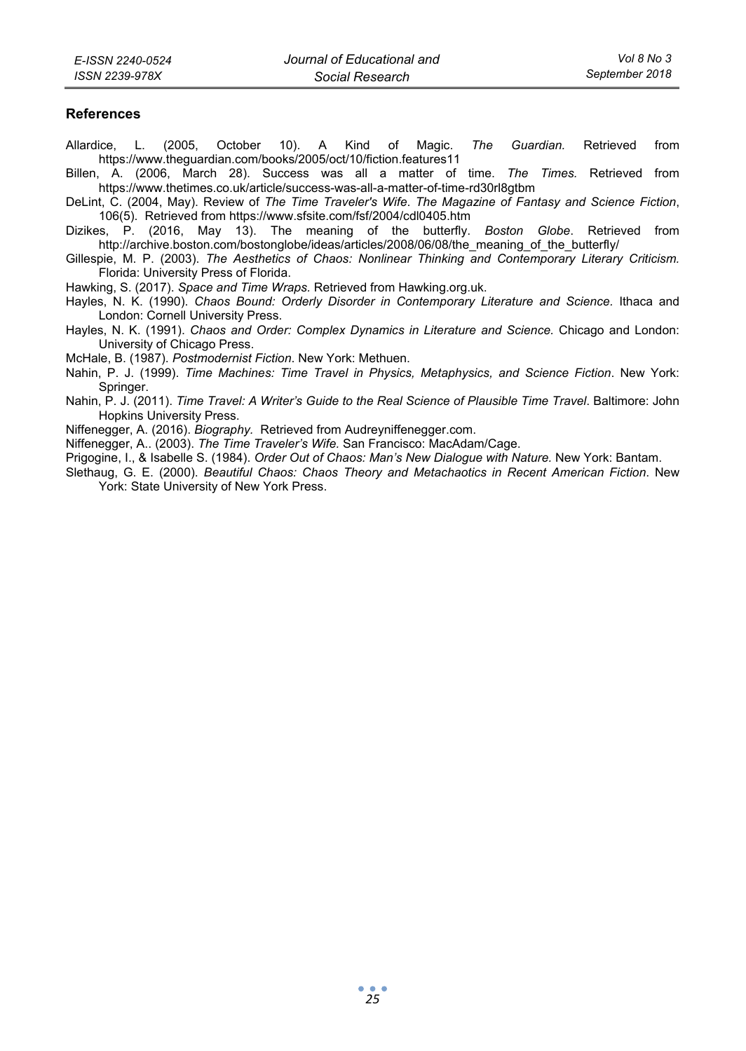## References

Allardice, L. (2005, October 10). A Kind of Magic. *The Guardian.* Retrieved from https://www.theguardian.com/books/2005/oct/10/fiction.features11

Billen, A. (2006, March 28). Success was all a matter of time. *The Times.* Retrieved from https://www.thetimes.co.uk/article/success-was-all-a-matter-of-time-rd30rl8gtbm

DeLint, C. (2004, May). Review of *The Time Traveler's Wife*. *The Magazine of Fantasy and Science Fiction*, 106(5). Retrieved from https://www.sfsite.com/fsf/2004/cdl0405.htm

Dizikes, P. (2016, May 13). The meaning of the butterfly. *Boston Globe*. Retrieved from http://archive.boston.com/bostonglobe/ideas/articles/2008/06/08/the_meaning_of_the_butterfly/

Gillespie, M. P. (2003). *The Aesthetics of Chaos: Nonlinear Thinking and Contemporary Literary Criticism.* Florida: University Press of Florida.

Hawking, S. (2017). *Space and Time Wraps.* Retrieved from Hawking.org.uk.

Hayles, N. K. (1990). *Chaos Bound: Orderly Disorder in Contemporary Literature and Science.* Ithaca and London: Cornell University Press.

Hayles, N. K. (1991). *Chaos and Order: Complex Dynamics in Literature and Science.* Chicago and London: University of Chicago Press.

McHale, B. (1987). *Postmodernist Fiction*. New York: Methuen.

Nahin, P. J. (1999). *Time Machines: Time Travel in Physics, Metaphysics, and Science Fiction*. New York: Springer.

Nahin, P. J. (2011). *Time Travel: A Writer's Guide to the Real Science of Plausible Time Travel*. Baltimore: John Hopkins University Press.

Niffenegger, A. (2016). *Biography*. Retrieved from Audreyniffenegger.com.

Niffenegger, A.. (2003). *The Time Traveler's Wife.* San Francisco: MacAdam/Cage.

Prigogine, I., & Isabelle S. (1984). *Order Out of Chaos: Man's New Dialogue with Nature.* New York: Bantam.

Slethaug, G. E. (2000). *Beautiful Chaos: Chaos Theory and Metachaotics in Recent American Fiction*. New York: State University of New York Press.